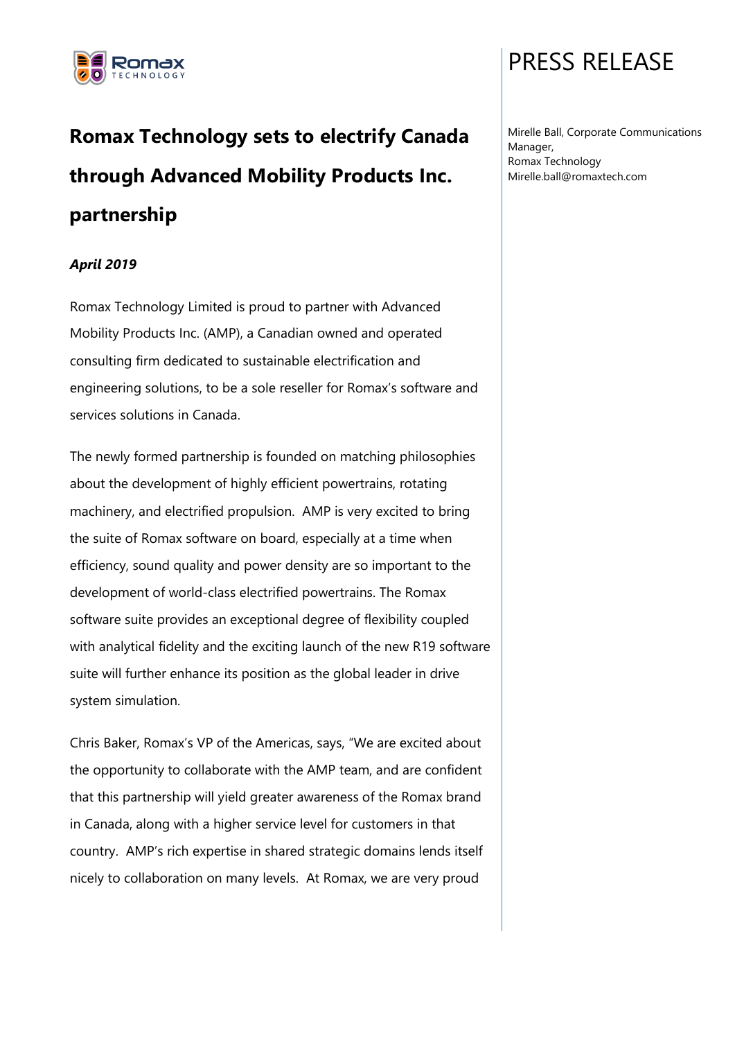# PRESS RELEASE

Mirelle Ball, Corporate Communications Manager,
Romax Technology
Mirelle.ball@romaxtech.com

## Romax Technology sets to electrify Canada through Advanced Mobility Products Inc. partnership

***April 2019***

Romax Technology Limited is proud to partner with Advanced Mobility Products Inc. (AMP), a Canadian owned and operated consulting firm dedicated to sustainable electrification and engineering solutions, to be a sole reseller for Romax's software and services solutions in Canada.

The newly formed partnership is founded on matching philosophies about the development of highly efficient powertrains, rotating machinery, and electrified propulsion. AMP is very excited to bring the suite of Romax software on board, especially at a time when efficiency, sound quality and power density are so important to the development of world-class electrified powertrains. The Romax software suite provides an exceptional degree of flexibility coupled with analytical fidelity and the exciting launch of the new R19 software suite will further enhance its position as the global leader in drive system simulation.

Chris Baker, Romax's VP of the Americas, says, "We are excited about the opportunity to collaborate with the AMP team, and are confident that this partnership will yield greater awareness of the Romax brand in Canada, along with a higher service level for customers in that country. AMP's rich expertise in shared strategic domains lends itself nicely to collaboration on many levels. At Romax, we are very proud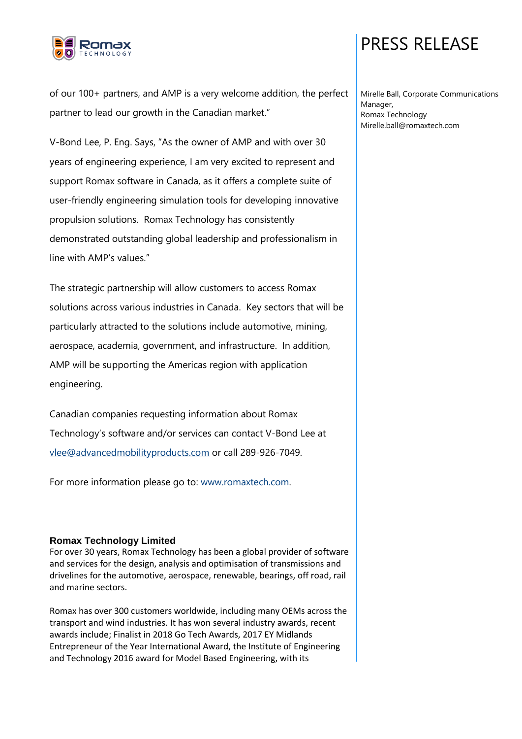of our 100+ partners, and AMP is a very welcome addition, the perfect partner to lead our growth in the Canadian market."

V-Bond Lee, P. Eng. Says, "As the owner of AMP and with over 30 years of engineering experience, I am very excited to represent and support Romax software in Canada, as it offers a complete suite of user-friendly engineering simulation tools for developing innovative propulsion solutions. Romax Technology has consistently demonstrated outstanding global leadership and professionalism in line with AMP's values."

The strategic partnership will allow customers to access Romax solutions across various industries in Canada. Key sectors that will be particularly attracted to the solutions include automotive, mining, aerospace, academia, government, and infrastructure. In addition, AMP will be supporting the Americas region with application engineering.

Canadian companies requesting information about Romax Technology's software and/or services can contact V-Bond Lee at vlee@advancedmobilityproducts.com or call 289-926-7049.

For more information please go to: www.romaxtech.com.

**Romax Technology Limited**

For over 30 years, Romax Technology has been a global provider of software and services for the design, analysis and optimisation of transmissions and drivelines for the automotive, aerospace, renewable, bearings, off road, rail and marine sectors.

Romax has over 300 customers worldwide, including many OEMs across the transport and wind industries. It has won several industry awards, recent awards include; Finalist in 2018 Go Tech Awards, 2017 EY Midlands Entrepreneur of the Year International Award, the Institute of Engineering and Technology 2016 award for Model Based Engineering, with its

Mirelle Ball, Corporate Communications Manager,
Romax Technology
Mirelle.ball@romaxtech.com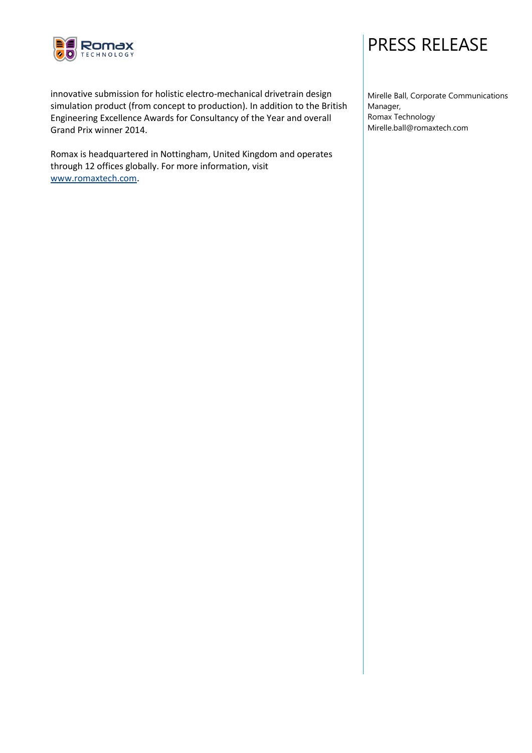innovative submission for holistic electro-mechanical drivetrain design simulation product (from concept to production). In addition to the British Engineering Excellence Awards for Consultancy of the Year and overall Grand Prix winner 2014.

Romax is headquartered in Nottingham, United Kingdom and operates through 12 offices globally. For more information, visit [www.romaxtech.com](http://www.romaxtech.com).

Mirelle Ball, Corporate Communications Manager,
Romax Technology
Mirelle.ball@romaxtech.com